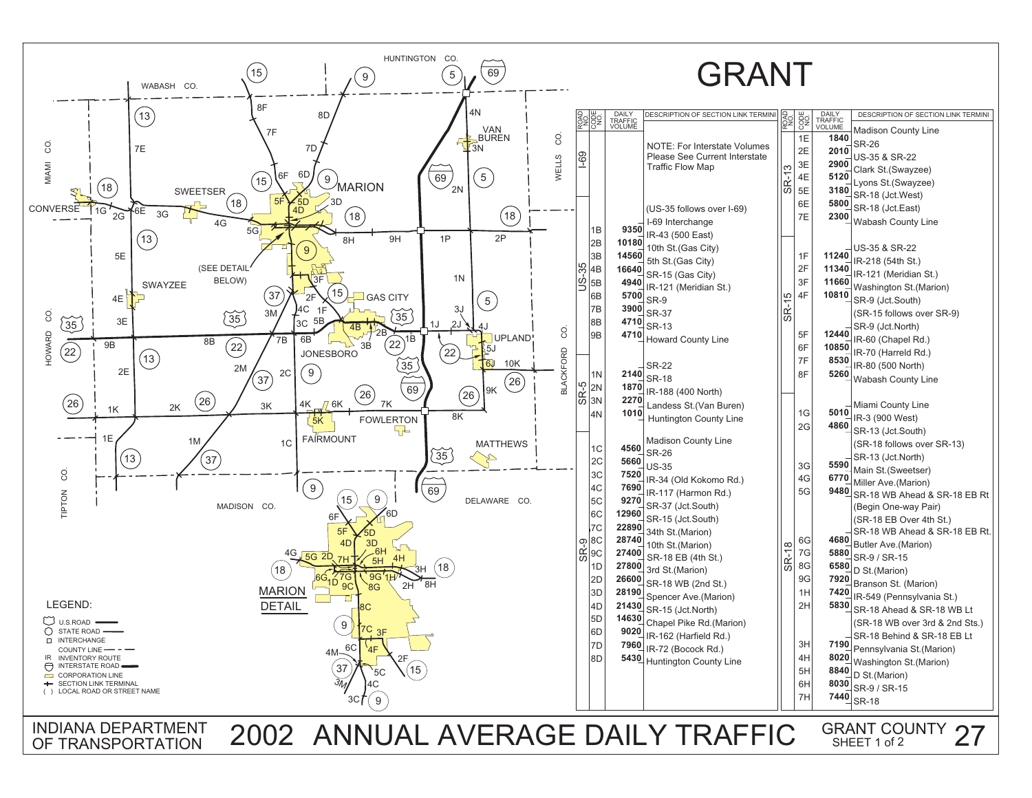# GRANT

| ROAD NO | CODE NO | DAILY TRAFFIC VOLUME | DESCRIPTION OF SECTION LINK TERMINI |
|---|---|---|---|
| I-69 | | | NOTE: For Interstate Volumes Please See Current Interstate Traffic Flow Map |
| US-35 | | | (US-35 follows over I-69) |
| | | | I-69 Interchange |
| | 1B | 9350 | IR-43 (500 East) |
| | 2B | 10180 | 10th St.(Gas City) |
| | 3B | 14560 | 5th St.(Gas City) |
| | 4B | 16640 | SR-15 (Gas City) |
| | 5B | 4940 | IR-121 (Meridian St.) |
| | 6B | 5700 | SR-9 |
| | 7B | 3900 | SR-37 |
| | 8B | 4710 | SR-13 |
| | 9B | 4710 | Howard County Line |
| SR-5 | | | SR-22 |
| | 1N | 2140 | SR-18 |
| | 2N | 1870 | IR-188 (400 North) |
| | 3N | 2270 | Landess St.(Van Buren) |
| | 4N | 1010 | Huntington County Line |
| SR-9 | | | Madison County Line |
| | 1C | 4560 | SR-26 |
| | 2C | 5660 | US-35 |
| | 3C | 7520 | IR-34 (Old Kokomo Rd.) |
| | 4C | 7690 | IR-117 (Harmon Rd.) |
| | 5C | 9270 | SR-37 (Jct.South) |
| | 6C | 12960 | SR-15 (Jct.South) |
| | 7C | 22890 | 34th St.(Marion) |
| | 8C | 28740 | 10th St.(Marion) |
| | 9C | 27400 | SR-18 EB (4th St.) |
| | 1D | 27800 | 3rd St.(Marion) |
| | 2D | 26600 | SR-18 WB (2nd St.) |
| | 3D | 28190 | Spencer Ave.(Marion) |
| | 4D | 21430 | SR-15 (Jct.North) |
| | 5D | 14630 | Chapel Pike Rd.(Marion) |
| | 6D | 9020 | IR-162 (Harfield Rd.) |
| | 7D | 7960 | IR-72 (Bocock Rd.) |
| | 8D | 5430 | Huntington County Line |

| ROAD NO | CODE NO | DAILY TRAFFIC VOLUME | DESCRIPTION OF SECTION LINK TERMINI |
|---|---|---|---|
| SR-13 | | | Madison County Line |
| | 1E | 1840 | SR-26 |
| | 2E | 2010 | US-35 & SR-22 |
| | 3E | 2900 | Clark St.(Swayzee) |
| | 4E | 5120 | Lyons St.(Swayzee) |
| | 5E | 3180 | SR-18 (Jct.West) |
| | 6E | 5800 | SR-18 (Jct.East) |
| | 7E | 2300 | Wabash County Line |
| SR-15 | | | US-35 & SR-22 |
| | 1F | 11240 | IR-218 (54th St.) |
| | 2F | 11340 | IR-121 (Meridian St.) |
| | 3F | 11660 | Washington St.(Marion) |
| | 4F | 10810 | SR-9 (Jct.South) |
| | | | (SR-15 follows over SR-9) |
| | | | SR-9 (Jct.North) |
| | 5F | 12440 | IR-60 (Chapel Rd.) |
| | 6F | 10850 | IR-70 (Harreld Rd.) |
| | 7F | 8530 | IR-80 (500 North) |
| | 8F | 5260 | Wabash County Line |
| SR-18 | | | Miami County Line |
| | 1G | 5010 | IR-3 (900 West) |
| | 2G | 4860 | SR-13 (Jct.South) |
| | | | (SR-18 follows over SR-13) |
| | | | SR-13 (Jct.North) |
| | 3G | 5590 | Main St.(Sweetser) |
| | 4G | 6770 | Miller Ave.(Marion) |
| | 5G | 9480 | SR-18 WB Ahead & SR-18 EB Rt |
| | | | (Begin One-way Pair) |
| | | | (SR-18 EB Over 4th St.) |
| | | | SR-18 WB Ahead & SR-18 EB Rt. |
| | 6G | 4680 | Butler Ave.(Marion) |
| | 7G | 5880 | SR-9 / SR-15 |
| | 8G | 6580 | D St.(Marion) |
| | 9G | 7920 | Branson St. (Marion) |
| | 1H | 7420 | IR-549 (Pennsylvania St.) |
| | 2H | 5830 | SR-18 Ahead & SR-18 WB Lt |
| | | | (SR-18 WB over 3rd & 2nd Sts.) |
| | | | SR-18 Behind & SR-18 EB Lt |
| | 3H | 7190 | Pennsylvania St.(Marion) |
| | 4H | 8020 | Washington St.(Marion) |
| | 5H | 8840 | D St.(Marion) |
| | 6H | 8030 | SR-9 / SR-15 |
| | 7H | 7440 | SR-18 |

LEGEND:
- U.S.ROAD
- STATE ROAD
- INTERCHANGE
- COUNTY LINE
- IR INVENTORY ROUTE
- INTERSTATE ROAD
- CORPORATION LINE
- SECTION LINK TERMINAL
- ( ) LOCAL ROAD OR STREET NAME

MARION DETAIL

INDIANA DEPARTMENT OF TRANSPORTATION

2002 ANNUAL AVERAGE DAILY TRAFFIC

GRANT COUNTY SHEET 1 of 2 27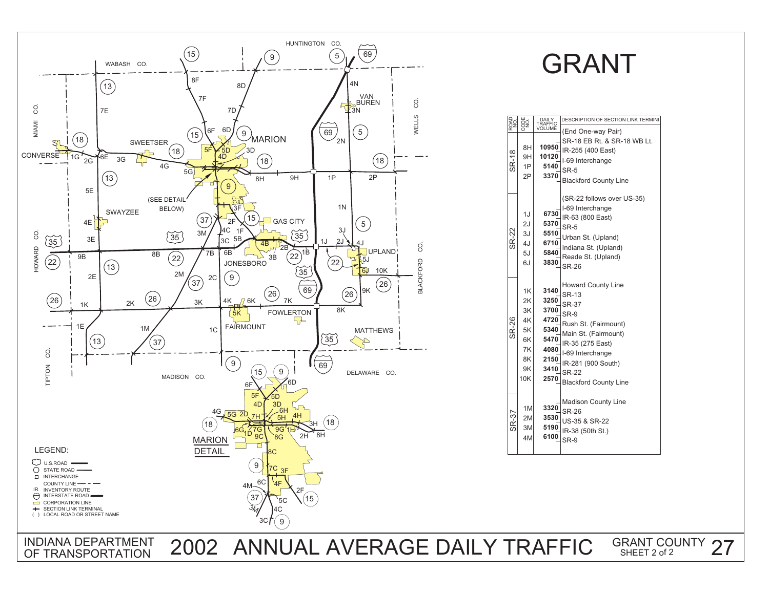# GRANT

| ROAD NO. | CODE NO. | DAILY TRAFFIC VOLUME | DESCRIPTION OF SECTION LINK TERMINI |
|---|---|---|---|
| SR-18 | | | (End One-way Pair) SR-18 EB Rt. & SR-18 WB Lt. |
| | 8H | 10950 | IR-255 (400 East) |
| | 9H | 10120 | I-69 Interchange |
| | 1P | 5140 | SR-5 |
| | 2P | 3370 | Blackford County Line |
| SR-22 | | | (SR-22 follows over US-35) I-69 Interchange |
| | 1J | 6730 | IR-63 (800 East) |
| | 2J | 5370 | SR-5 |
| | 3J | 5510 | Urban St. (Upland) |
| | 4J | 6710 | Indiana St. (Upland) |
| | 5J | 5840 | Reade St. (Upland) |
| | 6J | 3830 | SR-26 |
| SR-26 | | | Howard County Line |
| | 1K | 3140 | SR-13 |
| | 2K | 3250 | SR-37 |
| | 3K | 3700 | SR-9 |
| | 4K | 4720 | Rush St. (Fairmount) |
| | 5K | 5340 | Main St. (Fairmount) |
| | 6K | 5470 | IR-35 (275 East) |
| | 7K | 4080 | I-69 Interchange |
| | 8K | 2150 | IR-281 (900 South) |
| | 9K | 3410 | SR-22 |
| | 10K | 2570 | Blackford County Line |
| SR-37 | | | Madison County Line |
| | 1M | 3320 | SR-26 |
| | 2M | 3530 | US-35 & SR-22 |
| | 3M | 5190 | IR-38 (50th St.) |
| | 4M | 6100 | SR-9 |

HUNTINGTON CO.
WABASH CO.
MIAMI CO.
WELLS CO.
HOWARD CO.
BLACKFORD CO.
TIPTON CO.
MADISON CO.
DELAWARE CO.

CONVERSE
SWEETSER
MARION
VAN BUREN
SWAYZEE
GAS CITY
JONESBORO
UPLAND
FOWLERTON
FAIRMOUNT
MATTHEWS

(SEE DETAIL BELOW)

MARION DETAIL

LEGEND:
U.S.ROAD
STATE ROAD
INTERCHANGE
COUNTY LINE
IR INVENTORY ROUTE
INTERSTATE ROAD
CORPORATION LINE
SECTION LINK TERMINAL
( ) LOCAL ROAD OR STREET NAME

INDIANA DEPARTMENT OF TRANSPORTATION
2002 ANNUAL AVERAGE DAILY TRAFFIC
GRANT COUNTY SHEET 2 of 2 27